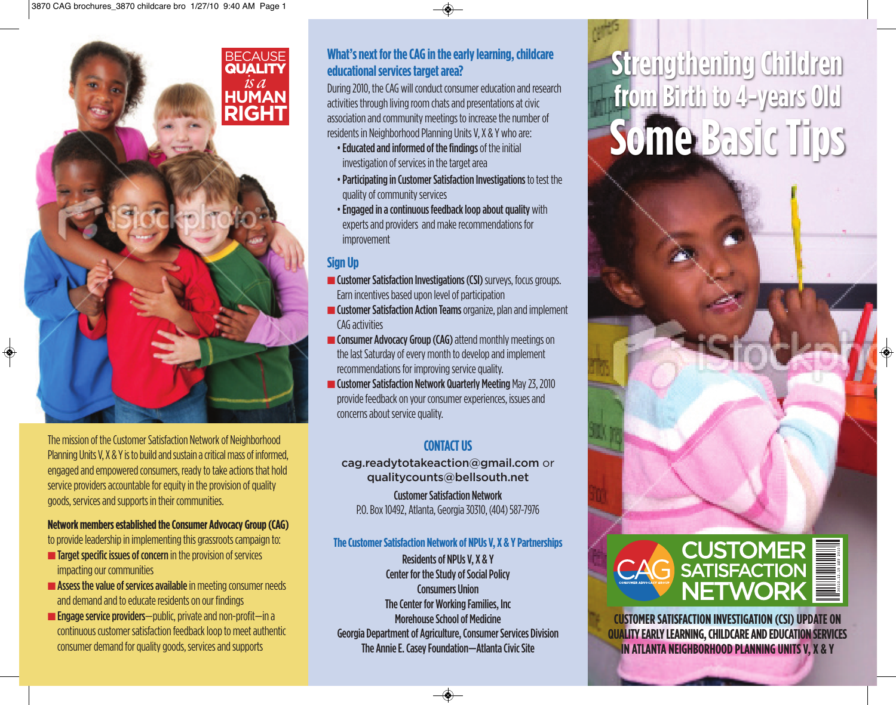BECAUSE **QUALITY** *is a* **HUMAN RIGHT**

The mission of the Customer Satisfaction Network of Neighborhood Planning Units V, X & Y is to build and sustain a critical mass of informed, engaged and empowered consumers, ready to take actions that hold service providers accountable for equity in the provision of quality goods, services and supports in their communities.

**Network members established the Consumer Advocacy Group (CAG)** to provide leadership in implementing this grassroots campaign to:

- **Target specific issues of concern** in the provision of services impacting our communities
- **Assess the value of services available** in meeting consumer needs and demand and to educate residents on our findings
- **Engage service providers**—public, private and non-profit—in a continuous customer satisfaction feedback loop to meet authentic consumer demand for quality goods, services and supports

## What's next for the CAG in the early learning, childcare educational services target area?

During 2010, the CAG will conduct consumer education and research activities through living room chats and presentations at civic association and community meetings to increase the number of residents in Neighborhood Planning Units V, X & Y who are:

- **Educated and informed of the findings** of the initial investigation of services in the target area
- **Participating in Customer Satisfaction Investigations** to test the quality of community services
- **Engaged in a continuous feedback loop about quality** with experts and providers and make recommendations for improvement

## Sign Up

- **Customer Satisfaction Investigations (CSI)** surveys, focus groups. Earn incentives based upon level of participation
- **Customer Satisfaction Action Teams** organize, plan and implement CAG activities
- **Consumer Advocacy Group (CAG)** attend monthly meetings on the last Saturday of every month to develop and implement recommendations for improving service quality.
- **Customer Satisfaction Network Quarterly Meeting** May 23, 2010 provide feedback on your consumer experiences, issues and concerns about service quality.

## CONTACT US

cag.readytotakeaction@gmail.com or qualitycounts@bellsouth.net

Customer Satisfaction Network
P.O. Box 10492, Atlanta, Georgia 30310, (404) 587-7976

### The Customer Satisfaction Network of NPUs V, X & Y Partnerships

Residents of NPUs V, X & Y
Center for the Study of Social Policy
Consumers Union
The Center for Working Families, Inc
Morehouse School of Medicine
Georgia Department of Agriculture, Consumer Services Division
The Annie E. Casey Foundation—Atlanta Civic Site

# Strengthening Children from Birth to 4-years Old

# Some Basic Tips

CAG CONSUMER ADVOCACY GROUP — CUSTOMER SATISFACTION NETWORK

**CUSTOMER SATISFACTION INVESTIGATION (CSI) UPDATE ON QUALITY EARLY LEARNING, CHILDCARE AND EDUCATION SERVICES IN ATLANTA NEIGHBORHOOD PLANNING UNITS V, X & Y**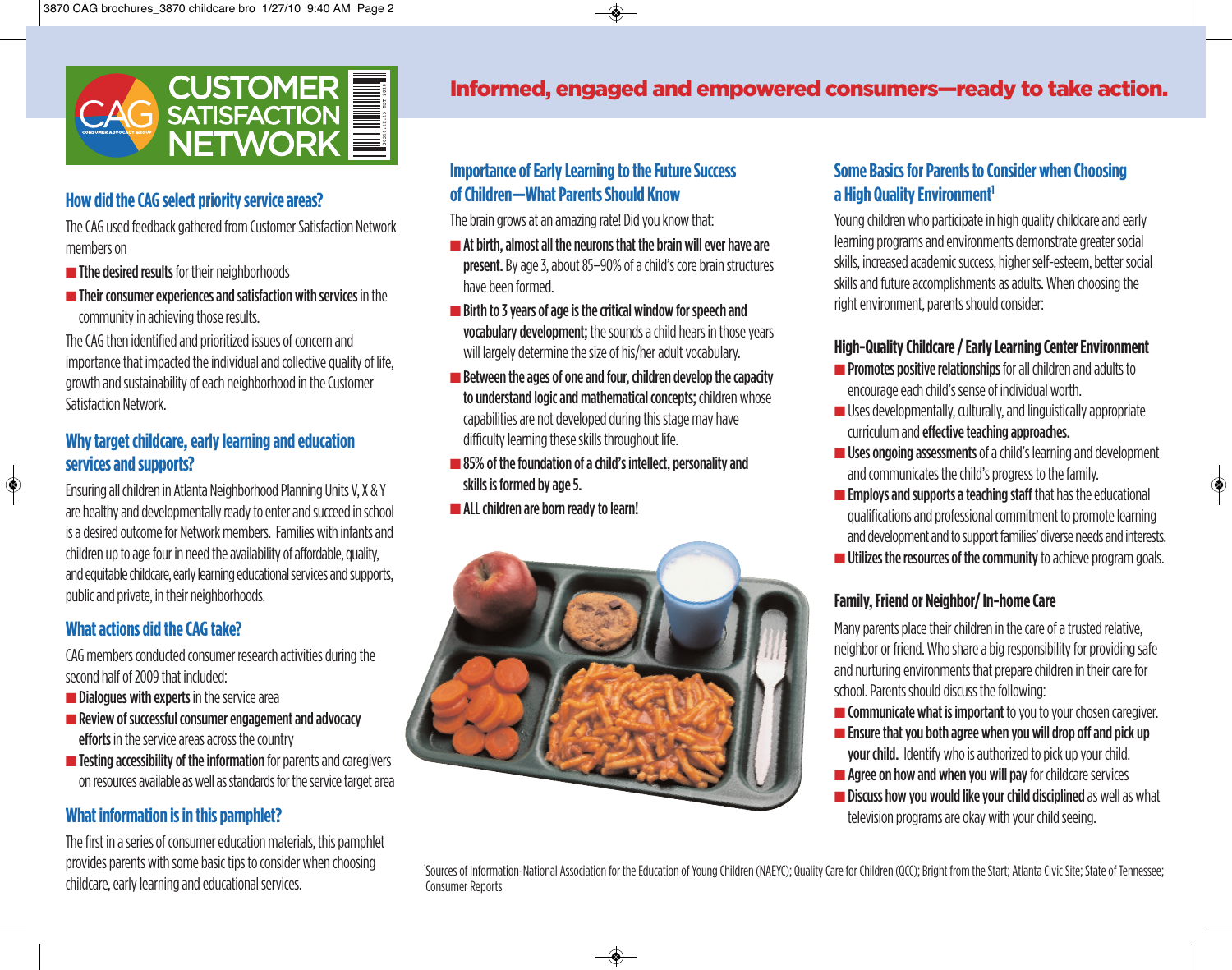CUSTOMER SATISFACTION NETWORK

**Informed, engaged and empowered consumers—ready to take action.**

## How did the CAG select priority service areas?

The CAG used feedback gathered from Customer Satisfaction Network members on

- **The desired results** for their neighborhoods
- **Their consumer experiences and satisfaction with services** in the community in achieving those results.

The CAG then identified and prioritized issues of concern and importance that impacted the individual and collective quality of life, growth and sustainability of each neighborhood in the Customer Satisfaction Network.

## Why target childcare, early learning and education services and supports?

Ensuring all children in Atlanta Neighborhood Planning Units V, X & Y are healthy and developmentally ready to enter and succeed in school is a desired outcome for Network members. Families with infants and children up to age four in need the availability of affordable, quality, and equitable childcare, early learning educational services and supports, public and private, in their neighborhoods.

## What actions did the CAG take?

CAG members conducted consumer research activities during the second half of 2009 that included:

- **Dialogues with experts** in the service area
- **Review of successful consumer engagement and advocacy efforts** in the service areas across the country
- **Testing accessibility of the information** for parents and caregivers on resources available as well as standards for the service target area

## What information is in this pamphlet?

The first in a series of consumer education materials, this pamphlet provides parents with some basic tips to consider when choosing childcare, early learning and educational services.

## Importance of Early Learning to the Future Success of Children—What Parents Should Know

The brain grows at an amazing rate! Did you know that:

- **At birth, almost all the neurons that the brain will ever have are present.** By age 3, about 85–90% of a child's core brain structures have been formed.
- **Birth to 3 years of age is the critical window for speech and vocabulary development;** the sounds a child hears in those years will largely determine the size of his/her adult vocabulary.
- **Between the ages of one and four, children develop the capacity to understand logic and mathematical concepts;** children whose capabilities are not developed during this stage may have difficulty learning these skills throughout life.
- **85% of the foundation of a child's intellect, personality and skills is formed by age 5.**
- **ALL children are born ready to learn!**

## Some Basics for Parents to Consider when Choosing a High Quality Environment[1]

Young children who participate in high quality childcare and early learning programs and environments demonstrate greater social skills, increased academic success, higher self-esteem, better social skills and future accomplishments as adults. When choosing the right environment, parents should consider:

### High-Quality Childcare / Early Learning Center Environment

- **Promotes positive relationships** for all children and adults to encourage each child's sense of individual worth.
- Uses developmentally, culturally, and linguistically appropriate curriculum and **effective teaching approaches.**
- **Uses ongoing assessments** of a child's learning and development and communicates the child's progress to the family.
- **Employs and supports a teaching staff** that has the educational qualifications and professional commitment to promote learning and development and to support families' diverse needs and interests.
- **Utilizes the resources of the community** to achieve program goals.

### Family, Friend or Neighbor/ In-home Care

Many parents place their children in the care of a trusted relative, neighbor or friend. Who share a big responsibility for providing safe and nurturing environments that prepare children in their care for school. Parents should discuss the following:

- **Communicate what is important** to you to your chosen caregiver.
- **Ensure that you both agree when you will drop off and pick up your child.** Identify who is authorized to pick up your child.
- **Agree on how and when you will pay** for childcare services
- **Discuss how you would like your child disciplined** as well as what television programs are okay with your child seeing.

[1]Sources of Information-National Association for the Education of Young Children (NAEYC); Quality Care for Children (QCC); Bright from the Start; Atlanta Civic Site; State of Tennessee; Consumer Reports